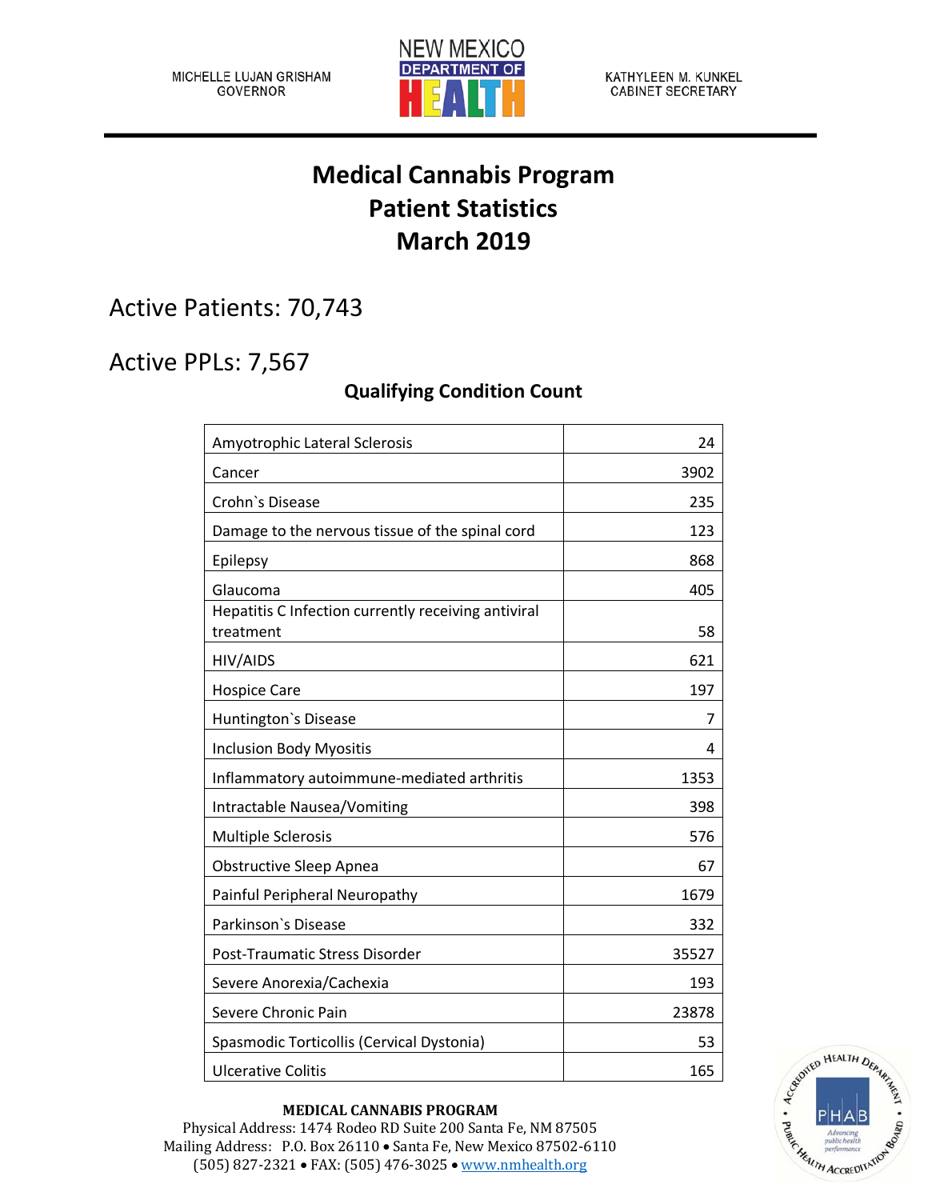MICHELLE LUJAN GRISHAM
GOVERNOR

NEW MEXICO DEPARTMENT OF HEALTH

KATHYLEEN M. KUNKEL
CABINET SECRETARY

# Medical Cannabis Program
# Patient Statistics
# March 2019

## Active Patients: 70,743

## Active PPLs: 7,567

### Qualifying Condition Count

| | |
|---|---:|
| Amyotrophic Lateral Sclerosis | 24 |
| Cancer | 3902 |
| Crohn`s Disease | 235 |
| Damage to the nervous tissue of the spinal cord | 123 |
| Epilepsy | 868 |
| Glaucoma | 405 |
| Hepatitis C Infection currently receiving antiviral treatment | 58 |
| HIV/AIDS | 621 |
| Hospice Care | 197 |
| Huntington`s Disease | 7 |
| Inclusion Body Myositis | 4 |
| Inflammatory autoimmune-mediated arthritis | 1353 |
| Intractable Nausea/Vomiting | 398 |
| Multiple Sclerosis | 576 |
| Obstructive Sleep Apnea | 67 |
| Painful Peripheral Neuropathy | 1679 |
| Parkinson`s Disease | 332 |
| Post-Traumatic Stress Disorder | 35527 |
| Severe Anorexia/Cachexia | 193 |
| Severe Chronic Pain | 23878 |
| Spasmodic Torticollis (Cervical Dystonia) | 53 |
| Ulcerative Colitis | 165 |

**MEDICAL CANNABIS PROGRAM**
Physical Address: 1474 Rodeo RD Suite 200 Santa Fe, NM 87505
Mailing Address: P.O. Box 26110 • Santa Fe, New Mexico 87502-6110
(505) 827-2321 • FAX: (505) 476-3025 • www.nmhealth.org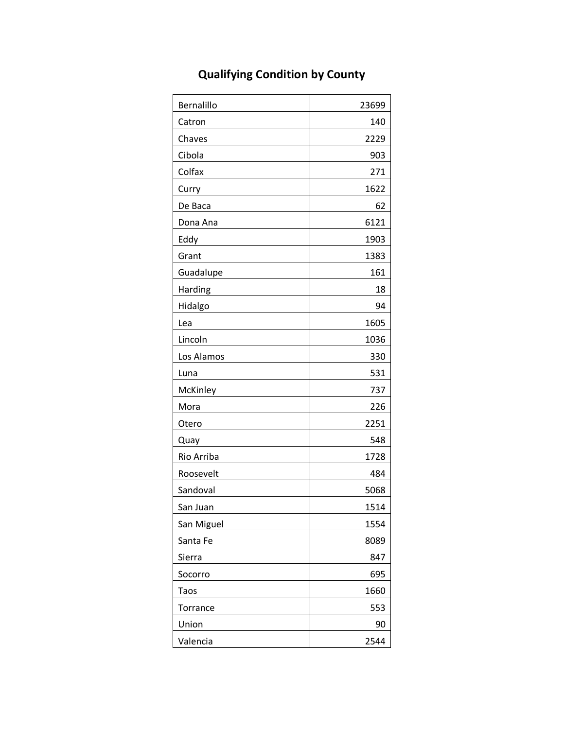## Qualifying Condition by County

| | |
|---|---|
| Bernalillo | 23699 |
| Catron | 140 |
| Chaves | 2229 |
| Cibola | 903 |
| Colfax | 271 |
| Curry | 1622 |
| De Baca | 62 |
| Dona Ana | 6121 |
| Eddy | 1903 |
| Grant | 1383 |
| Guadalupe | 161 |
| Harding | 18 |
| Hidalgo | 94 |
| Lea | 1605 |
| Lincoln | 1036 |
| Los Alamos | 330 |
| Luna | 531 |
| McKinley | 737 |
| Mora | 226 |
| Otero | 2251 |
| Quay | 548 |
| Rio Arriba | 1728 |
| Roosevelt | 484 |
| Sandoval | 5068 |
| San Juan | 1514 |
| San Miguel | 1554 |
| Santa Fe | 8089 |
| Sierra | 847 |
| Socorro | 695 |
| Taos | 1660 |
| Torrance | 553 |
| Union | 90 |
| Valencia | 2544 |